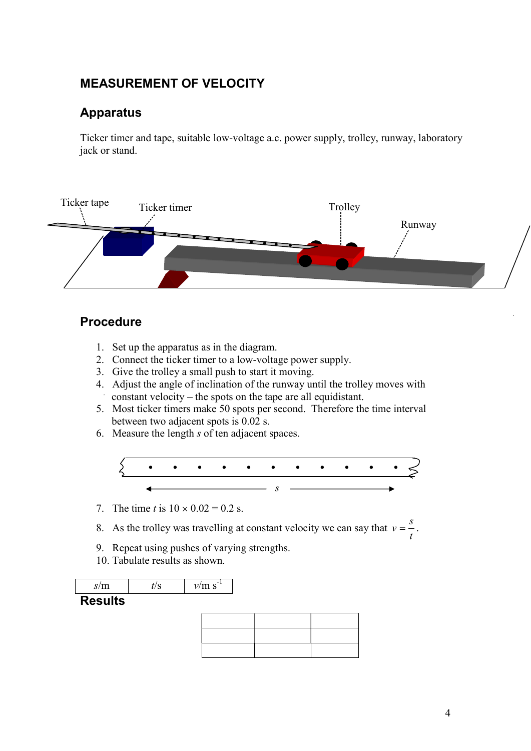## MEASUREMENT OF VELOCITY

### Apparatus

Ticker timer and tape, suitable low-voltage a.c. power supply, trolley, runway, laboratory jack or stand.

Ticker tape Ticker timer Trolley Runway

### Procedure

1. Set up the apparatus as in the diagram.
2. Connect the ticker timer to a low-voltage power supply.
3. Give the trolley a small push to start it moving.
4. Adjust the angle of inclination of the runway until the trolley moves with constant velocity – the spots on the tape are all equidistant.
5. Most ticker timers make 50 spots per second. Therefore the time interval between two adjacent spots is 0.02 s.
6. Measure the length $s$ of ten adjacent spaces.

$s$

7. The time $t$ is $10 \times 0.02 = 0.2$ s.
8. As the trolley was travelling at constant velocity we can say that $v = \frac{s}{t}$.
9. Repeat using pushes of varying strengths.
10. Tabulate results as shown.

### Results

| $s$/m | $t$/s | $v$/m $s^{-1}$ |
|---|---|---|
| | | |
| | | |
| | | |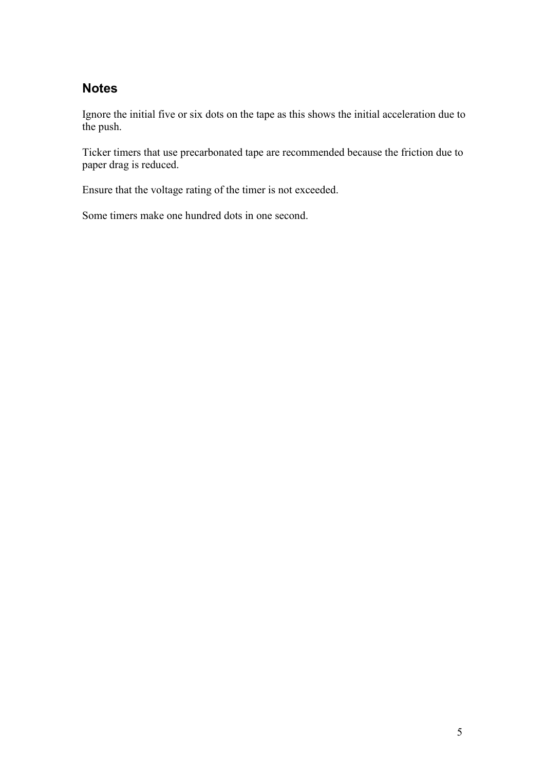## Notes

Ignore the initial five or six dots on the tape as this shows the initial acceleration due to the push.

Ticker timers that use precarbonated tape are recommended because the friction due to paper drag is reduced.

Ensure that the voltage rating of the timer is not exceeded.

Some timers make one hundred dots in one second.